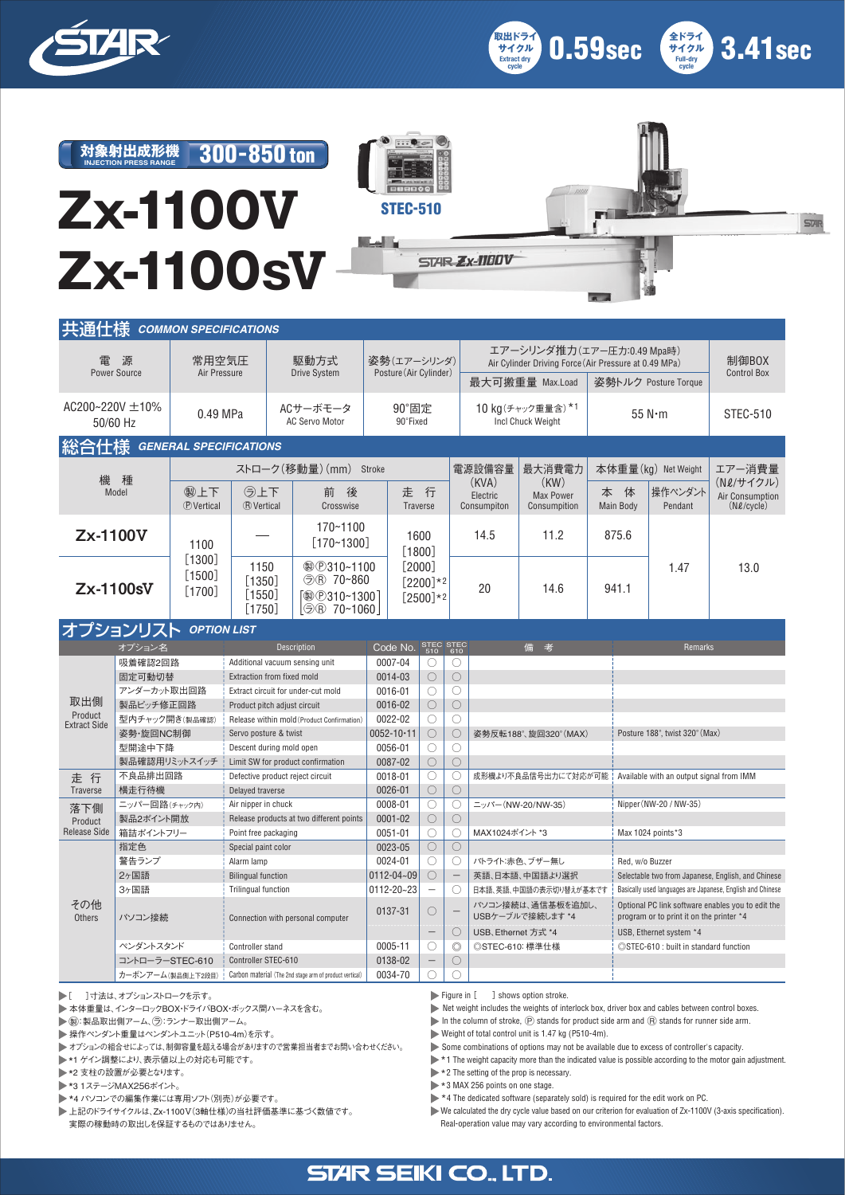STAR

取出ドライサイクル Extract dry cycle **0.59sec** 全ドライサイクル Full-dry cycle **3.41sec**

対象射出成形機 INJECTION PRESS RANGE **300-850 ton**

# Zx-1100V
# Zx-1100sV

STEC-510

## 共通仕様 COMMON SPECIFICATIONS

| 電源 Power Source | 常用空気圧 Air Pressure | 駆動方式 Drive System | 姿勢(エアーシリンダ) Posture (Air Cylinder) | エアーシリンダ推力(エアー圧力:0.49 Mpa時) Air Cylinder Driving Force (Air Pressure at 0.49 MPa) 最大可搬重量 Max.Load | 姿勢トルク Posture Torque | 制御BOX Control Box |
|---|---|---|---|---|---|---|
| AC200~220V ±10% 50/60 Hz | 0.49 MPa | ACサーボモータ AC Servo Motor | 90°固定 90°Fixed | 10 kg(チャック重量含) *1 Incl Chuck Weight | 55 N·m | STEC-510 |

## 総合仕様 GENERAL SPECIFICATIONS

| 機種 Model | ストローク(移動量)(mm) Stroke ㊙上下 Ⓟ Vertical | �OR上下 Ⓡ Vertical | 前後 Crosswise | 走行 Traverse | 電源設備容量(KVA) Electric Consumpiton | 最大消費電力(KW) Max Power Consumpition | 本体重量(kg) Net Weight 本体 Main Body | 操作ペンダント Pendant | エアー消費量(Nℓ/サイクル) Air Consumption (Nℓ/cycle) |
|---|---|---|---|---|---|---|---|---|---|
| Zx-1100V | 1100 [1300] [1500] [1700] | — | 170~1100 [170~1300] | 1600 [1800] [2000] [2200]*2 [2500]*2 | 14.5 | 11.2 | 875.6 | 1.47 | 13.0 |
| Zx-1100sV | | 1150 [1350] [1550] [1750] | ㊙Ⓟ310~1100 �OⓇ 70~860 [㊙Ⓟ310~1300] [�OⓇ 70~1060] | | 20 | 14.6 | 941.1 | | |

## オプションリスト OPTION LIST

| | オプション名 | Description | Code No. | STEC 510 | STEC 610 | 備考 | Remarks |
|---|---|---|---|---|---|---|---|
| 取出側 Product Extract Side | 吸着確認2回路 | Additional vacuum sensing unit | 0007-04 | ○ | ○ | | |
| | 固定可動切替 | Extraction from fixed mold | 0014-03 | ○ | ○ | | |
| | アンダーカット取出回路 | Extract circuit for under-cut mold | 0016-01 | ○ | ○ | | |
| | 製品ピッチ修正回路 | Product pitch adjust circuit | 0016-02 | ○ | ○ | | |
| | 型内チャック開き(製品確認) | Release within mold (Product Confirmation) | 0022-02 | ○ | ○ | | |
| | 姿勢・旋回NC制御 | Servo posture & twist | 0052-10-11 | ○ | ○ | 姿勢反転188°、旋回320°(MAX) | Posture 188°, twist 320° (Max) |
| | 型開途中下降 | Descent during mold open | 0056-01 | ○ | ○ | | |
| | 製品確認用リミットスイッチ | Limit SW for product confirmation | 0087-02 | ○ | ○ | | |
| 走行 Traverse | 不良品排出回路 | Defective product reject circuit | 0018-01 | ○ | ○ | 成形機より不良品信号出力にて対応が可能 | Available with an output signal from IMM |
| | 横走行待機 | Delayed traverse | 0026-01 | ○ | ○ | | |
| 落下側 Product Release Side | ニッパー回路(チャック内) | Air nipper in chuck | 0008-01 | ○ | ○ | ニッパー(NW-20/NW-35) | Nipper (NW-20 / NW-35) |
| | 製品2ポイント開放 | Release products at two different points | 0001-02 | ○ | ○ | | |
| | 箱詰ポイントフリー | Point free packaging | 0051-01 | ○ | ○ | MAX1024ポイント *3 | Max 1024 points*3 |
| その他 Others | 指定色 | Special paint color | 0023-05 | ○ | ○ | | |
| | 警告ランプ | Alarm lamp | 0024-01 | ○ | ○ | パトライト:赤色、ブザー無し | Red, w/o Buzzer |
| | 2ヶ国語 | Bilingual function | 0112-04~09 | ○ | — | 英語、日本語、中国語より選択 | Selectable two from Japanese, English, and Chinese |
| | 3ヶ国語 | Trilingual function | 0112-20~23 | — | ○ | 日本語、英語、中国語の表示切り替えが基本です | Basically used languages are Japanese, English and Chinese |
| | パソコン接続 | Connection with personal computer | 0137-31 | ○ | — | パソコン接続は、通信基板を追加し、USBケーブルで接続します *4 | Optional PC link software enables you to edit the program or to print it on the printer *4 |
| | | | | — | ○ | USB、Ethernet 方式 *4 | USB, Ethernet system *4 |
| | ペンダントスタンド | Controller stand | 0005-11 | ○ | ◎ | ◎STEC-610: 標準仕様 | ◎STEC-610 : built in standard function |
| | コントローラーSTEC-610 | Controller STEC-610 | 0138-02 | — | ○ | | |
| | カーボンアーム(製品側上下2段目) | Carbon material (The 2nd stage arm of product vertical) | 0034-70 | ○ | ○ | | |

- [ ]寸法は、オプションストロークを示す。
- 本体重量は、インターロックBOX・ドライバBOX・ボックス間ハーネスを含む。
- ㊙:製品取出側アーム、㋒:ランナー取出側アーム。
- 操作ペンダント重量はペンダントユニット(P510-4m)を示す。
- オプションの組合せによっては、制御容量を超える場合がありますので営業担当者までお問い合わせください。
- *1 ゲイン調整により、表示値以上の対応も可能です。
- *2 支柱の設置が必要となります。
- *3 1ステージMAX256ポイント。
- *4 パソコンでの編集作業には専用ソフト(別売)が必要です。
- 上記のドライサイクルは、Zx-1100V(3軸仕様)の当社評価基準に基づく数値です。実際の稼動時の取出しを保証するものではありません。

- Figure in [ ] shows option stroke.
- Net weight includes the weights of interlock box, driver box and cables between control boxes.
- In the column of stroke, Ⓟ stands for product side arm and Ⓡ stands for runner side arm.
- Weight of total control unit is 1.47 kg (P510-4m).
- Some combinations of options may not be available due to excess of controller's capacity.
- *1 The weight capacity more than the indicated value is possible according to the motor gain adjustment.
- *2 The setting of the prop is necessary.
- *3 MAX 256 points on one stage.
- *4 The dedicated software (separately sold) is required for the edit work on PC.
- We calculated the dry cycle value based on our criterion for evaluation of Zx-1100V (3-axis specification). Real-operation value may vary according to environmental factors.

STAR SEIKI CO., LTD.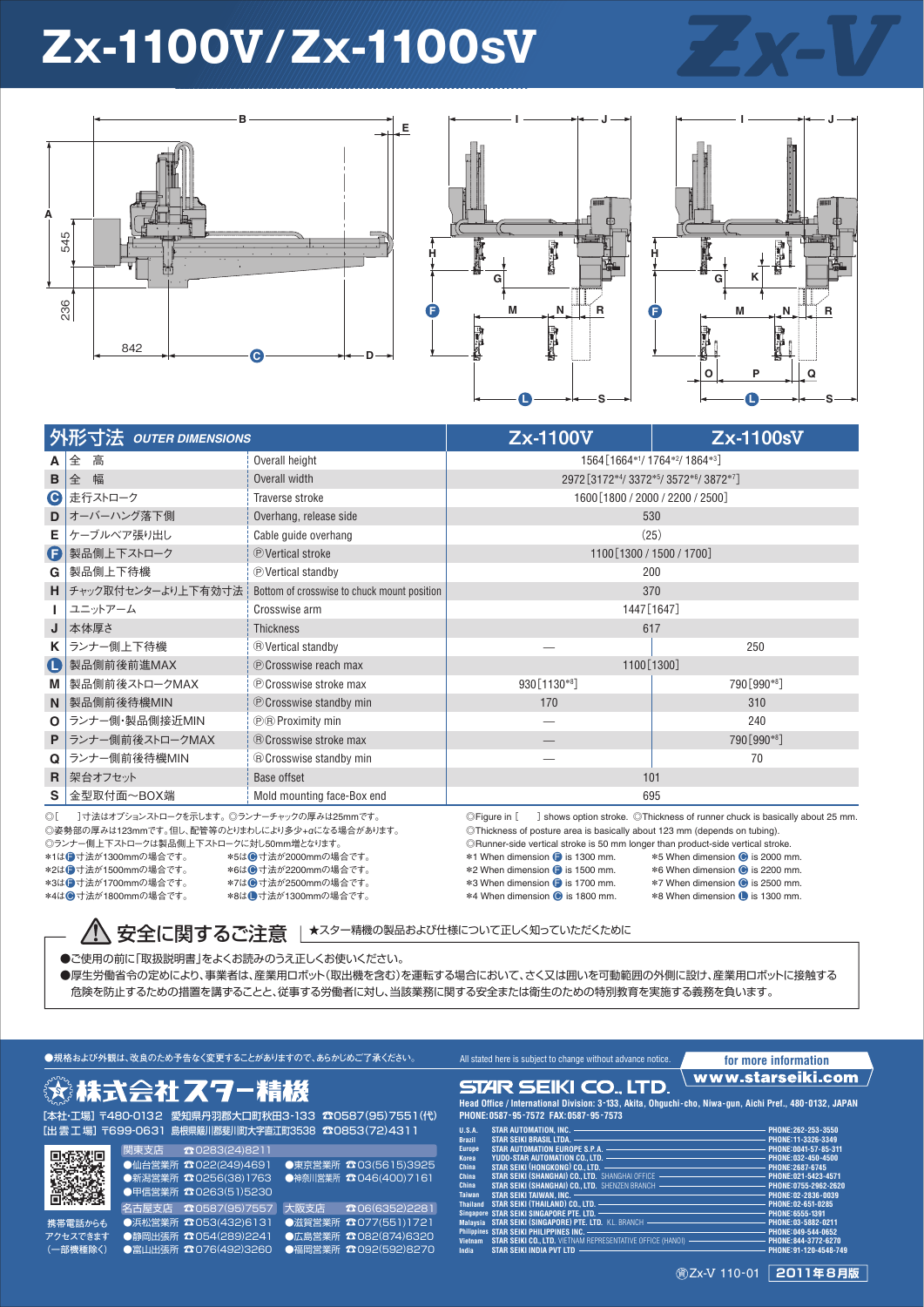# Zx-1100V/Zx-1100sV

B
E
A
545
236
842
C
D
I
J
H
G
F
M
N
R
L
S
K
O
P
Q

## 外形寸法 *OUTER DIMENSIONS*

| | | | Zx-1100V | Zx-1100sV |
|---|---|---|---|---|
| A | 全　高 | Overall height | 1564［1664*1/ 1764*2/ 1864*3］ | |
| B | 全　幅 | Overall width | 2972［3172*4/ 3372*5/ 3572*6/ 3872*7］ | |
| C | 走行ストローク | Traverse stroke | 1600［1800 / 2000 / 2200 / 2500］ | |
| D | オーバーハング落下側 | Overhang, release side | 530 | |
| E | ケーブルベア張り出し | Cable guide overhang | (25) | |
| F | 製品側上下ストローク | Ⓟ Vertical stroke | 1100［1300 / 1500 / 1700］ | |
| G | 製品側上下待機 | Ⓟ Vertical standby | 200 | |
| H | チャック取付センターより上下有効寸法 | Bottom of crosswise to chuck mount position | 370 | |
| I | ユニットアーム | Crosswise arm | 1447［1647］ | |
| J | 本体厚さ | Thickness | 617 | |
| K | ランナー側上下待機 | Ⓡ Vertical standby | — | 250 |
| L | 製品側前後進MAX | Ⓟ Crosswise reach max | 1100［1300］ | |
| M | 製品側前後ストロークMAX | Ⓟ Crosswise stroke max | 930［1130*8］ | 790［990*8］ |
| N | 製品側前後待機MIN | Ⓟ Crosswise standby min | 170 | 310 |
| O | ランナー側・製品側接近MIN | ⓅⓇ Proximity min | — | 240 |
| P | ランナー側前後ストロークMAX | Ⓡ Crosswise stroke max | — | 790［990*8］ |
| Q | ランナー側前後待機MIN | Ⓡ Crosswise standby min | — | 70 |
| R | 架台オフセット | Base offset | 101 | |
| S | 金型取付面〜BOX端 | Mold mounting face-Box end | 695 | |

◎［　］寸法はオプションストロークを示します。◎ランナーチャックの厚みは25mmです。
◎姿勢部の厚みは123mmです。但し、配管等のとりまわしにより多少+αになる場合があります。
◎ランナー側上下ストロークは製品側上下ストロークに対し50mm増となります。

*1はF寸法が1300mmの場合です。　*5はC寸法が2000mmの場合です。
*2はF寸法が1500mmの場合です。　*6はC寸法が2200mmの場合です。
*3はF寸法が1700mmの場合です。　*7はC寸法が2500mmの場合です。
*4はC寸法が1800mmの場合です。　*8はL寸法が1300mmの場合です。

◎Figure in [　] shows option stroke. ◎Thickness of runner chuck is basically about 25 mm.
◎Thickness of posture area is basically about 123 mm (depends on tubing).
◎Runner-side vertical stroke is 50 mm longer than product-side vertical stroke.

*1 When dimension F is 1300 mm.　*5 When dimension C is 2000 mm.
*2 When dimension F is 1500 mm.　*6 When dimension C is 2200 mm.
*3 When dimension F is 1700 mm.　*7 When dimension C is 2500 mm.
*4 When dimension C is 1800 mm.　*8 When dimension L is 1300 mm.

## ⚠ 安全に関するご注意

★スター精機の製品および仕様について正しく知っていただくために

- ご使用の前に「取扱説明書」をよくお読みのうえ正しくお使いください。
- 厚生労働省令の定めにより、事業者は、産業用ロボット(取出機を含む)を運転する場合において、さく又は囲いを可動範囲の外側に設け、産業用ロボットに接触する危険を防止するための措置を講ずること、従事する労働者に対し、当該業務に関する安全または衛生のための特別教育を実施する義務を負います。

●規格および外観は、改良のため予告なく変更することがありますので、あらかじめご了承ください。

All stated here is subject to change without advance notice.

for more information
www.starseiki.com

**株式会社スター精機**

[本社・工場] 〒480-0132 愛知県丹羽郡大口町秋田3-133 ☎0587(95)7551(代)
[出雲工場] 〒699-0631 島根県簸川郡斐川町大字直江町3538 ☎0853(72)4311

関東支店 ☎0283(24)8211
●仙台営業所 ☎022(249)4691　●東京営業所 ☎03(5615)3925
●新潟営業所 ☎0256(38)1763　●神奈川営業所 ☎046(400)7161
●甲信営業所 ☎0263(51)5230

名古屋支店 ☎0587(95)7557　大阪支店 ☎06(6352)2281
●浜松営業所 ☎053(432)6131　●滋賀営業所 ☎077(551)1721
●静岡出張所 ☎054(289)2241　●広島営業所 ☎082(874)6320
●富山出張所 ☎076(492)3260　●福岡営業所 ☎092(592)8270

携帯電話からもアクセスできます(一部機種除く)

**STAR SEIKI CO., LTD.**

Head Office / International Division: 3-133, Akita, Ohguchi-cho, Niwa-gun, Aichi Pref., 480-0132, JAPAN
PHONE: 0587-95-7572 FAX: 0587-95-7573

| | | |
|---|---|---|
| U.S.A. | STAR AUTOMATION, INC. | PHONE: 262-253-3550 |
| Brazil | STAR SEIKI BRASIL LTDA. | PHONE: 11-3326-3349 |
| Europe | STAR AUTOMATION EUROPE S.P.A. | PHONE: 0041-57-85-311 |
| Korea | YUDO-STAR AUTOMATION CO., LTD. | PHONE: 032-450-4500 |
| China | STAR SEIKI (HONGKONG) CO., LTD. | PHONE: 2687-6745 |
| China | STAR SEIKI (SHANGHAI) CO., LTD. SHANGHAI OFFICE | PHONE: 021-5423-4571 |
| China | STAR SEIKI (SHANGHAI) CO., LTD. SHENZEN BRANCH | PHONE: 0755-2962-2620 |
| Taiwan | STAR SEIKI TAIWAN, INC. | PHONE: 02-2836-0039 |
| Thailand | STAR SEIKI (THAILAND) CO., LTD. | PHONE: 02-651-0285 |
| Singapore | STAR SEIKI SINGAPORE PTE. LTD. | PHONE: 6555-1391 |
| Malaysia | STAR SEIKI (SINGAPORE) PTE. LTD. K.L. BRANCH | PHONE: 03-5882-0211 |
| Philippines | STAR SEIKI PHILIPPINES INC. | PHONE: 049-544-0652 |
| Vietnam | STAR SEIKI CO., LTD. VIETNAM REPRESENTATIVE OFFICE (HANOI) | PHONE: 844-3772-6270 |
| India | STAR SEIKI INDIA PVT LTD | PHONE: 91-120-4548-749 |

㊙Zx-V 110-01 2011年8月版